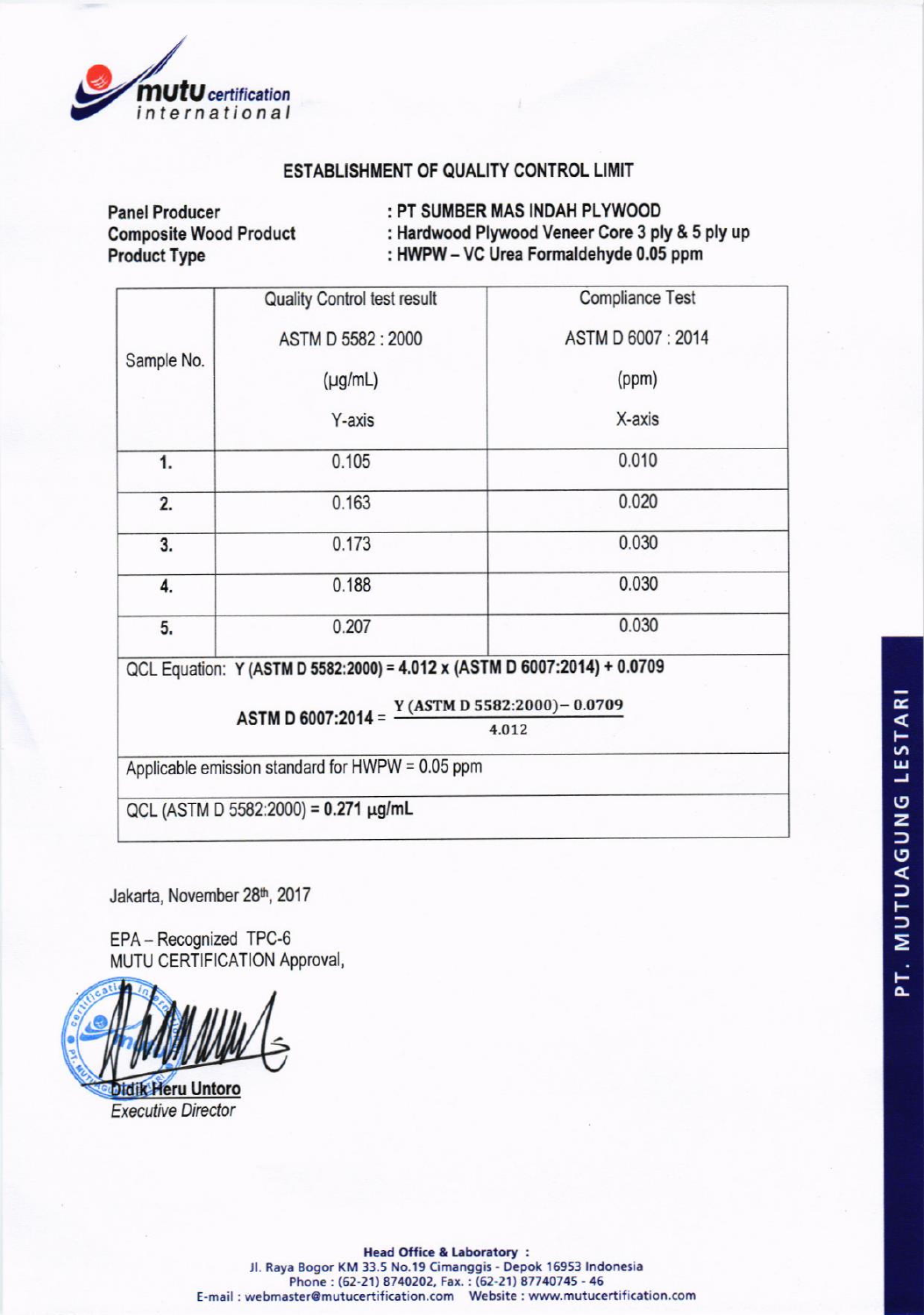mutu certification international

# ESTABLISHMENT OF QUALITY CONTROL LIMIT

**Panel Producer** : **PT SUMBER MAS INDAH PLYWOOD**
**Composite Wood Product** : **Hardwood Plywood Veneer Core 3 ply & 5 ply up**
**Product Type** : **HWPW – VC Urea Formaldehyde 0.05 ppm**

| Sample No. | Quality Control test result ASTM D 5582 : 2000 (μg/mL) Y-axis | Compliance Test ASTM D 6007 : 2014 (ppm) X-axis |
|---|---|---|
| 1. | 0.105 | 0.010 |
| 2. | 0.163 | 0.020 |
| 3. | 0.173 | 0.030 |
| 4. | 0.188 | 0.030 |
| 5. | 0.207 | 0.030 |

QCL Equation: **Y (ASTM D 5582:2000) = 4.012 x (ASTM D 6007:2014) + 0.0709**

$$\textbf{ASTM D 6007:2014} = \frac{\text{Y (ASTM D 5582:2000)} - 0.0709}{4.012}$$

Applicable emission standard for HWPW = 0.05 ppm

QCL (ASTM D 5582:2000) = **0.271 μg/mL**

Jakarta, November 28th, 2017

EPA – Recognized TPC-6
MUTU CERTIFICATION Approval,

**Didik Heru Untoro**
*Executive Director*

PT. MUTUAGUNG LESTARI

**Head Office & Laboratory :**
Jl. Raya Bogor KM 33.5 No.19 Cimanggis - Depok 16953 Indonesia
Phone : (62-21) 8740202, Fax. : (62-21) 87740745 - 46
E-mail : webmaster@mutucertification.com Website : www.mutucertification.com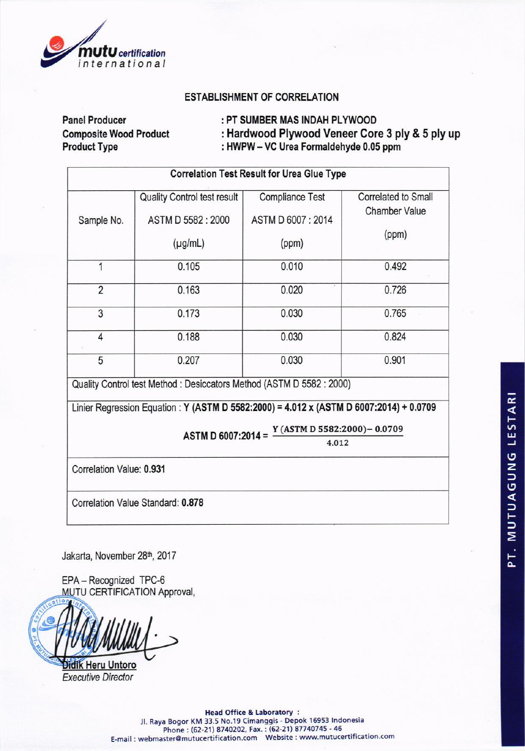mutu certification international

## ESTABLISHMENT OF CORRELATION

**Panel Producer** : **PT SUMBER MAS INDAH PLYWOOD**
**Composite Wood Product** : **Hardwood Plywood Veneer Core 3 ply & 5 ply up**
**Product Type** : **HWPW – VC Urea Formaldehyde 0.05 ppm**

| Correlation Test Result for Urea Glue Type | | | |
|---|---|---|---|
| Sample No. | Quality Control test result ASTM D 5582 : 2000 (µg/mL) | Compliance Test ASTM D 6007 : 2014 (ppm) | Correlated to Small Chamber Value (ppm) |
| 1 | 0.105 | 0.010 | 0.492 |
| 2 | 0.163 | 0.020 | 0.726 |
| 3 | 0.173 | 0.030 | 0.765 |
| 4 | 0.188 | 0.030 | 0.824 |
| 5 | 0.207 | 0.030 | 0.901 |

Quality Control test Method : Desiccators Method (ASTM D 5582 : 2000)

Linier Regression Equation : **Y (ASTM D 5582:2000) = 4.012 x (ASTM D 6007:2014) + 0.0709**

$$\text{ASTM D 6007:2014} = \frac{\text{Y (ASTM D 5582:2000)} - 0.0709}{4.012}$$

Correlation Value: **0.931**

Correlation Value Standard: **0.878**

Jakarta, November 28th, 2017

EPA – Recognized TPC-6
MUTU CERTIFICATION Approval,

Didik Heru Untoro
*Executive Director*

**Head Office & Laboratory :**
Jl. Raya Bogor KM 33.5 No.19 Cimanggis - Depok 16953 Indonesia
Phone : (62-21) 8740202, Fax. : (62-21) 87740745 - 46
E-mail : webmaster@mutucertification.com Website : www.mutucertification.com

PT. MUTUAGUNG LESTARI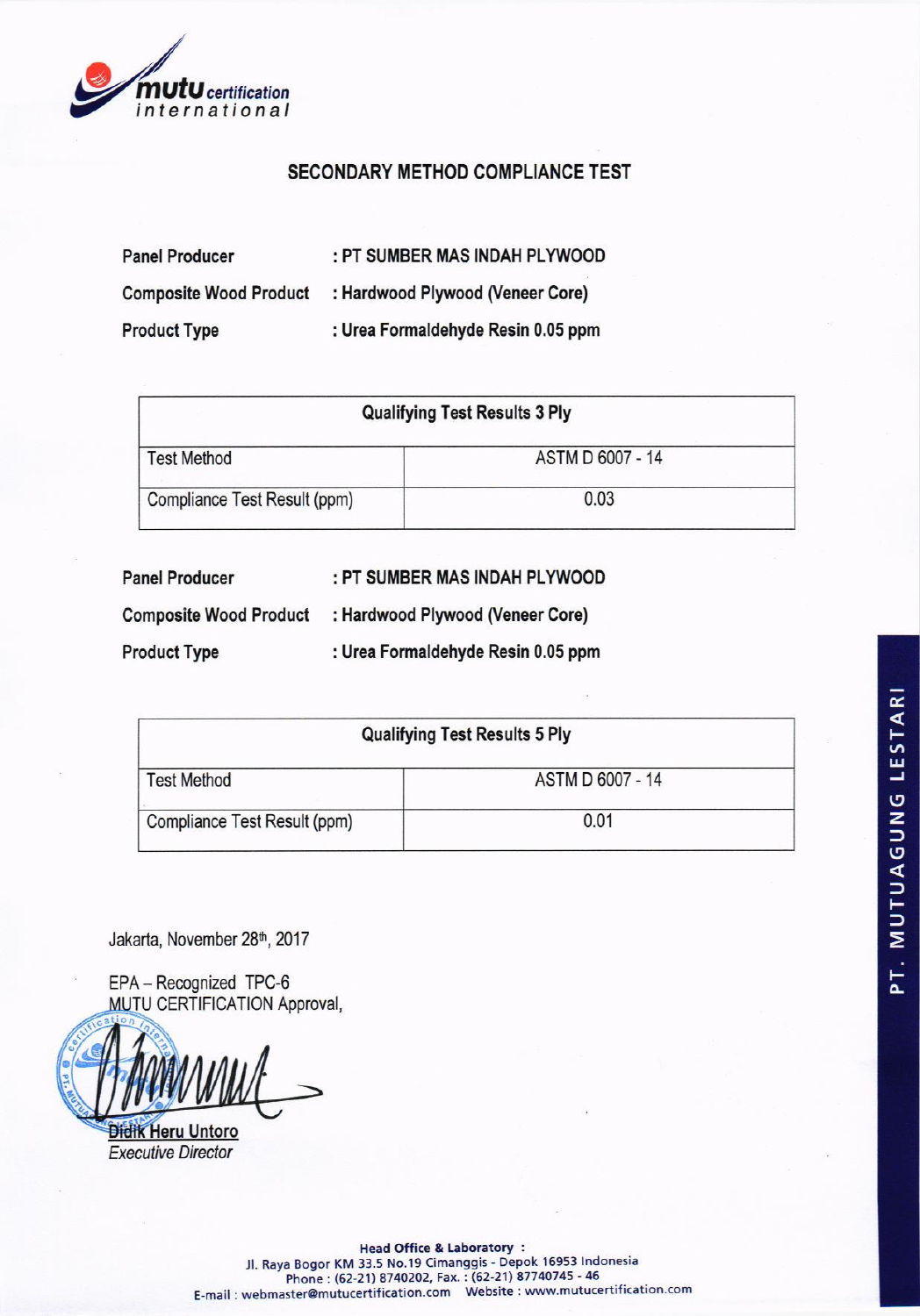## SECONDARY METHOD COMPLIANCE TEST

**Panel Producer** : **PT SUMBER MAS INDAH PLYWOOD**

**Composite Wood Product** : **Hardwood Plywood (Veneer Core)**

**Product Type** : **Urea Formaldehyde Resin 0.05 ppm**

| Qualifying Test Results 3 Ply | |
|---|---|
| Test Method | ASTM D 6007 - 14 |
| Compliance Test Result (ppm) | 0.03 |

**Panel Producer** : **PT SUMBER MAS INDAH PLYWOOD**

**Composite Wood Product** : **Hardwood Plywood (Veneer Core)**

**Product Type** : **Urea Formaldehyde Resin 0.05 ppm**

| Qualifying Test Results 5 Ply | |
|---|---|
| Test Method | ASTM D 6007 - 14 |
| Compliance Test Result (ppm) | 0.01 |

Jakarta, November 28th, 2017

EPA – Recognized TPC-6
MUTU CERTIFICATION Approval,

**Didik Heru Untoro**
*Executive Director*

**Head Office & Laboratory :**
Jl. Raya Bogor KM 33.5 No.19 Cimanggis - Depok 16953 Indonesia
Phone : (62-21) 8740202, Fax. : (62-21) 87740745 - 46
E-mail : webmaster@mutucertification.com Website : www.mutucertification.com

PT. MUTUAGUNG LESTARI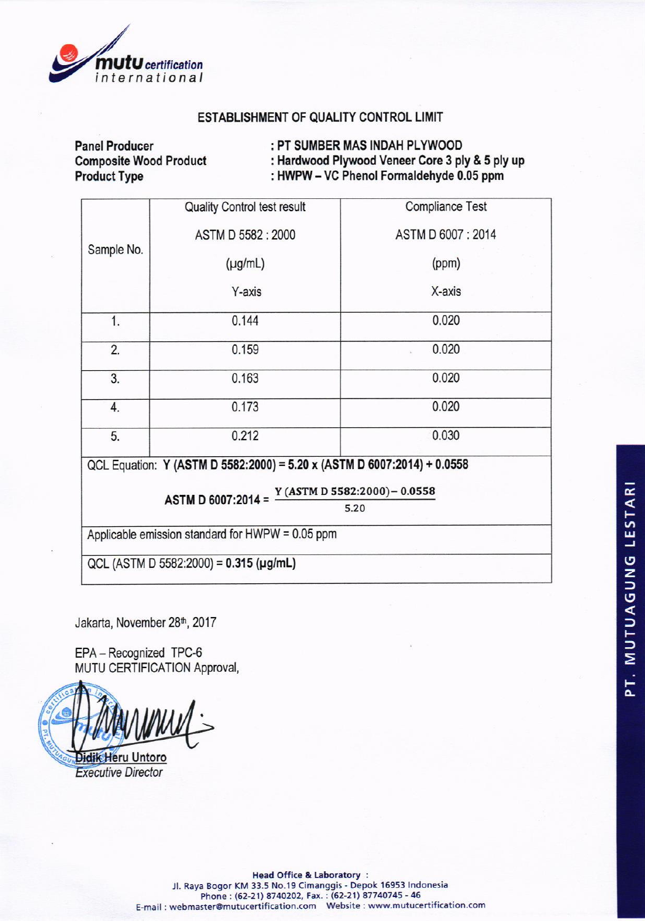mutu certification international

## ESTABLISHMENT OF QUALITY CONTROL LIMIT

**Panel Producer** : **PT SUMBER MAS INDAH PLYWOOD**
**Composite Wood Product** : **Hardwood Plywood Veneer Core 3 ply & 5 ply up**
**Product Type** : **HWPW – VC Phenol Formaldehyde 0.05 ppm**

| Sample No. | Quality Control test result ASTM D 5582 : 2000 (µg/mL) Y-axis | Compliance Test ASTM D 6007 : 2014 (ppm) X-axis |
|---|---|---|
| 1. | 0.144 | 0.020 |
| 2. | 0.159 | 0.020 |
| 3. | 0.163 | 0.020 |
| 4. | 0.173 | 0.020 |
| 5. | 0.212 | 0.030 |

QCL Equation: **Y (ASTM D 5582:2000) = 5.20 x (ASTM D 6007:2014) + 0.0558**

$$\textbf{ASTM D 6007:2014} = \frac{\text{Y (ASTM D 5582:2000)} - 0.0558}{5.20}$$

Applicable emission standard for HWPW = 0.05 ppm

QCL (ASTM D 5582:2000) = **0.315 (µg/mL)**

Jakarta, November 28th, 2017

EPA – Recognized TPC-6
MUTU CERTIFICATION Approval,

Didik Heru Untoro
*Executive Director*

PT. MUTUAGUNG LESTARI

**Head Office & Laboratory** :
Jl. Raya Bogor KM 33.5 No.19 Cimanggis - Depok 16953 Indonesia
Phone : (62-21) 8740202, Fax. : (62-21) 87740745 - 46
E-mail : webmaster@mutucertification.com Website : www.mutucertification.com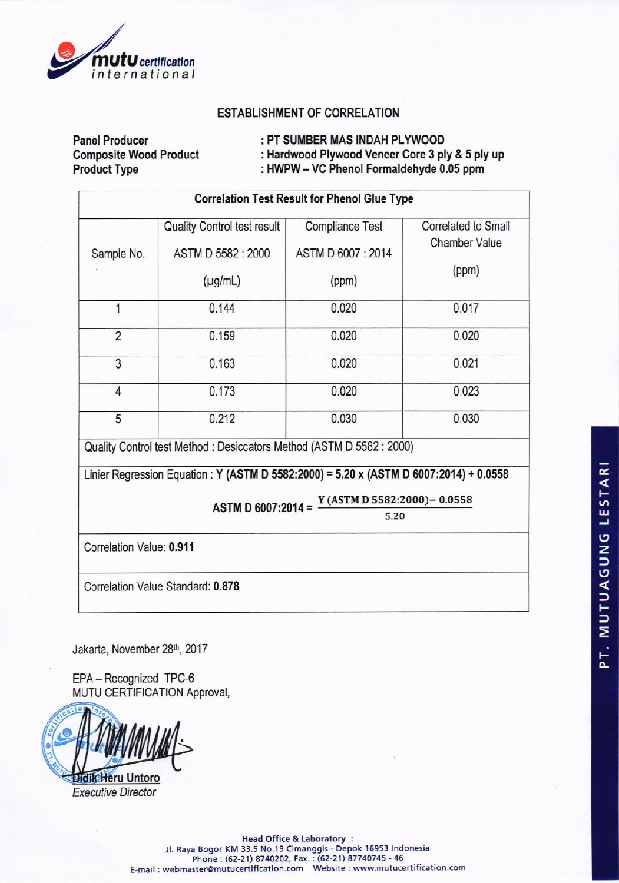mutu certification international

## ESTABLISHMENT OF CORRELATION

**Panel Producer** : **PT SUMBER MAS INDAH PLYWOOD**
**Composite Wood Product** : **Hardwood Plywood Veneer Core 3 ply & 5 ply up**
**Product Type** : **HWPW – VC Phenol Formaldehyde 0.05 ppm**

| **Correlation Test Result for Phenol Glue Type** | | | |
|---|---|---|---|
| Sample No. | Quality Control test result ASTM D 5582 : 2000 (µg/mL) | Compliance Test ASTM D 6007 : 2014 (ppm) | Correlated to Small Chamber Value (ppm) |
| 1 | 0.144 | 0.020 | 0.017 |
| 2 | 0.159 | 0.020 | 0.020 |
| 3 | 0.163 | 0.020 | 0.021 |
| 4 | 0.173 | 0.020 | 0.023 |
| 5 | 0.212 | 0.030 | 0.030 |
| Quality Control test Method : Desiccators Method (ASTM D 5582 : 2000) | | | |
| Linier Regression Equation : **Y (ASTM D 5582:2000) = 5.20 x (ASTM D 6007:2014) + 0.0558** | | | |
| **ASTM D 6007:2014** = $\frac{\text{Y (ASTM D 5582:2000)} - 0.0558}{5.20}$ | | | |
| Correlation Value: **0.911** | | | |
| Correlation Value Standard: **0.878** | | | |

Jakarta, November 28th, 2017

EPA – Recognized TPC-6
MUTU CERTIFICATION Approval,

**Didik Heru Untoro**
*Executive Director*

**Head Office & Laboratory** :
Jl. Raya Bogor KM 33.5 No.19 Cimanggis - Depok 16953 Indonesia
Phone : (62-21) 8740202, Fax. : (62-21) 87740745 - 46
E-mail : webmaster@mutucertification.com Website : www.mutucertification.com

PT. MUTUAGUNG LESTARI